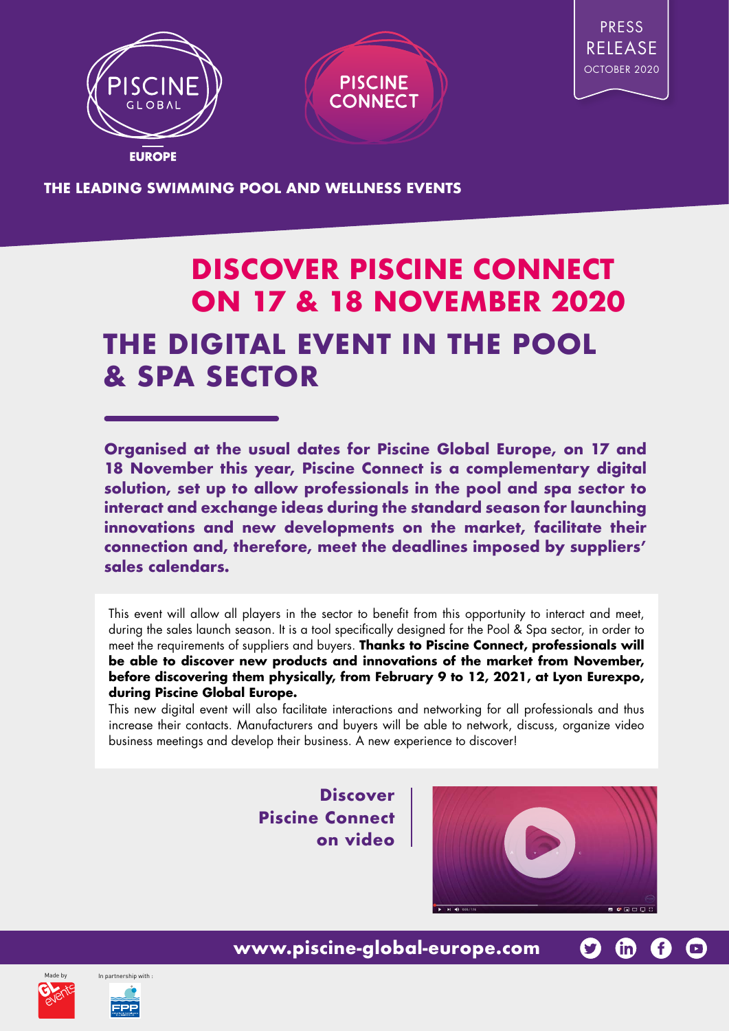PISCINE GLOBAL EUROPE

PISCINE CONNECT

PRESS RELEASE
OCTOBER 2020

**THE LEADING SWIMMING POOL AND WELLNESS EVENTS**

# DISCOVER PISCINE CONNECT ON 17 & 18 NOVEMBER 2020

# THE DIGITAL EVENT IN THE POOL & SPA SECTOR

**Organised at the usual dates for Piscine Global Europe, on 17 and 18 November this year, Piscine Connect is a complementary digital solution, set up to allow professionals in the pool and spa sector to interact and exchange ideas during the standard season for launching innovations and new developments on the market, facilitate their connection and, therefore, meet the deadlines imposed by suppliers' sales calendars.**

This event will allow all players in the sector to benefit from this opportunity to interact and meet, during the sales launch season. It is a tool specifically designed for the Pool & Spa sector, in order to meet the requirements of suppliers and buyers. **Thanks to Piscine Connect, professionals will be able to discover new products and innovations of the market from November, before discovering them physically, from February 9 to 12, 2021, at Lyon Eurexpo, during Piscine Global Europe.**
This new digital event will also facilitate interactions and networking for all professionals and thus increase their contacts. Manufacturers and buyers will be able to network, discuss, organize video business meetings and develop their business. A new experience to discover!

**Discover Piscine Connect on video**

**www.piscine-global-europe.com**

Made by

In partnership with :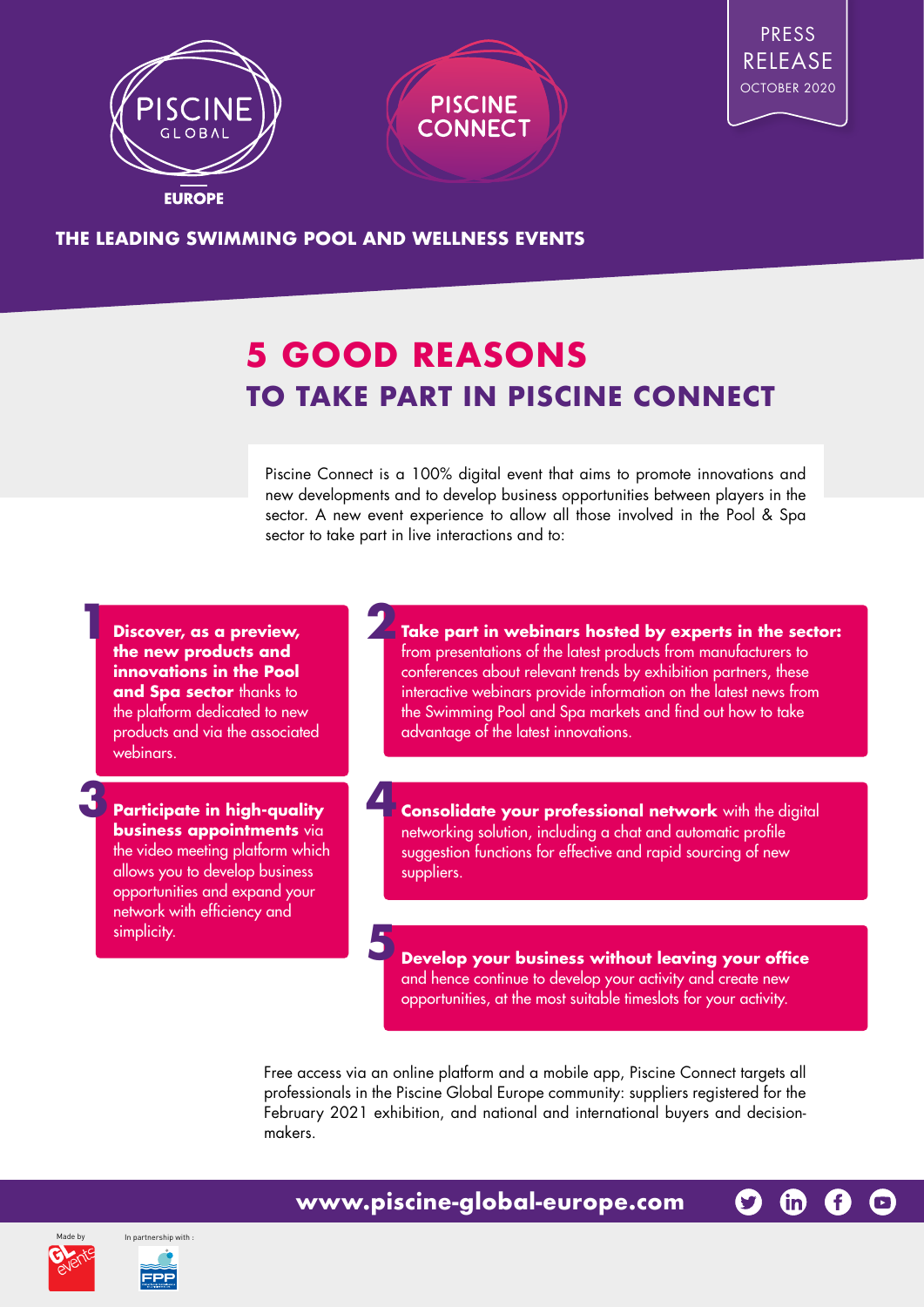PISCINE GLOBAL EUROPE

PISCINE CONNECT

PRESS RELEASE
OCTOBER 2020

**THE LEADING SWIMMING POOL AND WELLNESS EVENTS**

# 5 GOOD REASONS
## TO TAKE PART IN PISCINE CONNECT

Piscine Connect is a 100% digital event that aims to promote innovations and new developments and to develop business opportunities between players in the sector. A new event experience to allow all those involved in the Pool & Spa sector to take part in live interactions and to:

1. **Discover, as a preview, the new products and innovations in the Pool and Spa sector** thanks to the platform dedicated to new products and via the associated webinars.

2. **Take part in webinars hosted by experts in the sector:** from presentations of the latest products from manufacturers to conferences about relevant trends by exhibition partners, these interactive webinars provide information on the latest news from the Swimming Pool and Spa markets and find out how to take advantage of the latest innovations.

3. **Participate in high-quality business appointments** via the video meeting platform which allows you to develop business opportunities and expand your network with efficiency and simplicity.

4. **Consolidate your professional network** with the digital networking solution, including a chat and automatic profile suggestion functions for effective and rapid sourcing of new suppliers.

5. **Develop your business without leaving your office** and hence continue to develop your activity and create new opportunities, at the most suitable timeslots for your activity.

Free access via an online platform and a mobile app, Piscine Connect targets all professionals in the Piscine Global Europe community: suppliers registered for the February 2021 exhibition, and national and international buyers and decision-makers.

**www.piscine-global-europe.com**

Made by GL events

In partnership with: FPP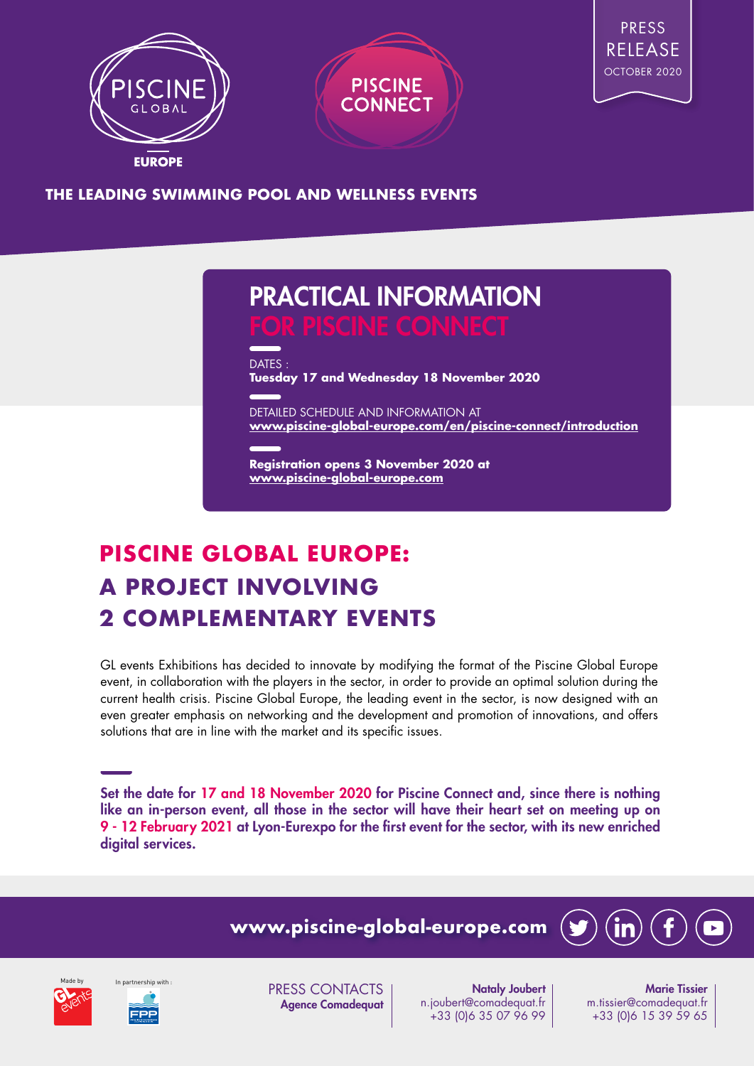PISCINE GLOBAL EUROPE

PISCINE CONNECT

PRESS RELEASE
OCTOBER 2020

**THE LEADING SWIMMING POOL AND WELLNESS EVENTS**

## PRACTICAL INFORMATION FOR PISCINE CONNECT

DATES :
**Tuesday 17 and Wednesday 18 November 2020**

DETAILED SCHEDULE AND INFORMATION AT
**www.piscine-global-europe.com/en/piscine-connect/introduction**

**Registration opens 3 November 2020 at www.piscine-global-europe.com**

# PISCINE GLOBAL EUROPE: A PROJECT INVOLVING 2 COMPLEMENTARY EVENTS

GL events Exhibitions has decided to innovate by modifying the format of the Piscine Global Europe event, in collaboration with the players in the sector, in order to provide an optimal solution during the current health crisis. Piscine Global Europe, the leading event in the sector, is now designed with an even greater emphasis on networking and the development and promotion of innovations, and offers solutions that are in line with the market and its specific issues.

**Set the date for 17 and 18 November 2020 for Piscine Connect and, since there is nothing like an in-person event, all those in the sector will have their heart set on meeting up on 9 - 12 February 2021 at Lyon-Eurexpo for the first event for the sector, with its new enriched digital services.**

**www.piscine-global-europe.com**

Made by GL events

In partnership with : FPP

PRESS CONTACTS
**Agence Comadequat**

**Nataly Joubert**
n.joubert@comadequat.fr
+33 (0)6 35 07 96 99

**Marie Tissier**
m.tissier@comadequat.fr
+33 (0)6 15 39 59 65